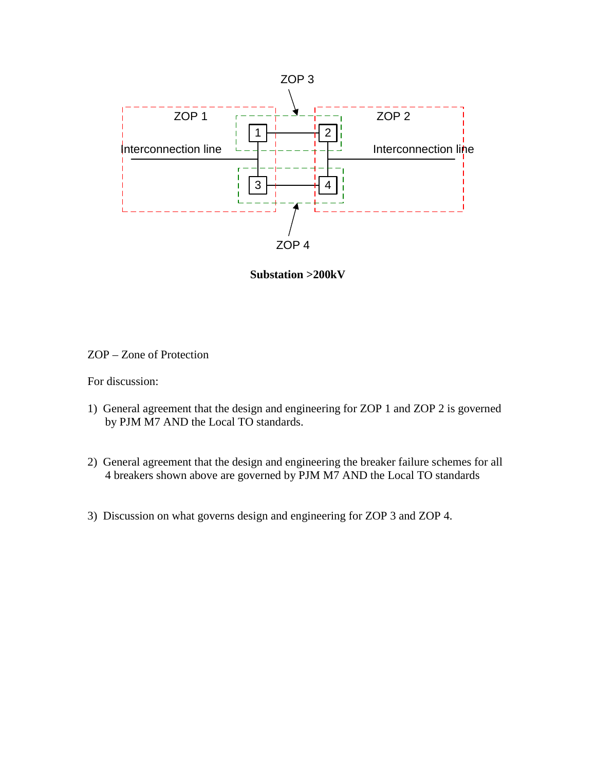ZOP 3

ZOP 1

ZOP 2

Interconnection line

Interconnection line

1

2

3

4

ZOP 4

**Substation >200kV**

ZOP – Zone of Protection

For discussion:

1) General agreement that the design and engineering for ZOP 1 and ZOP 2 is governed by PJM M7 AND the Local TO standards.

2) General agreement that the design and engineering the breaker failure schemes for all 4 breakers shown above are governed by PJM M7 AND the Local TO standards

3) Discussion on what governs design and engineering for ZOP 3 and ZOP 4.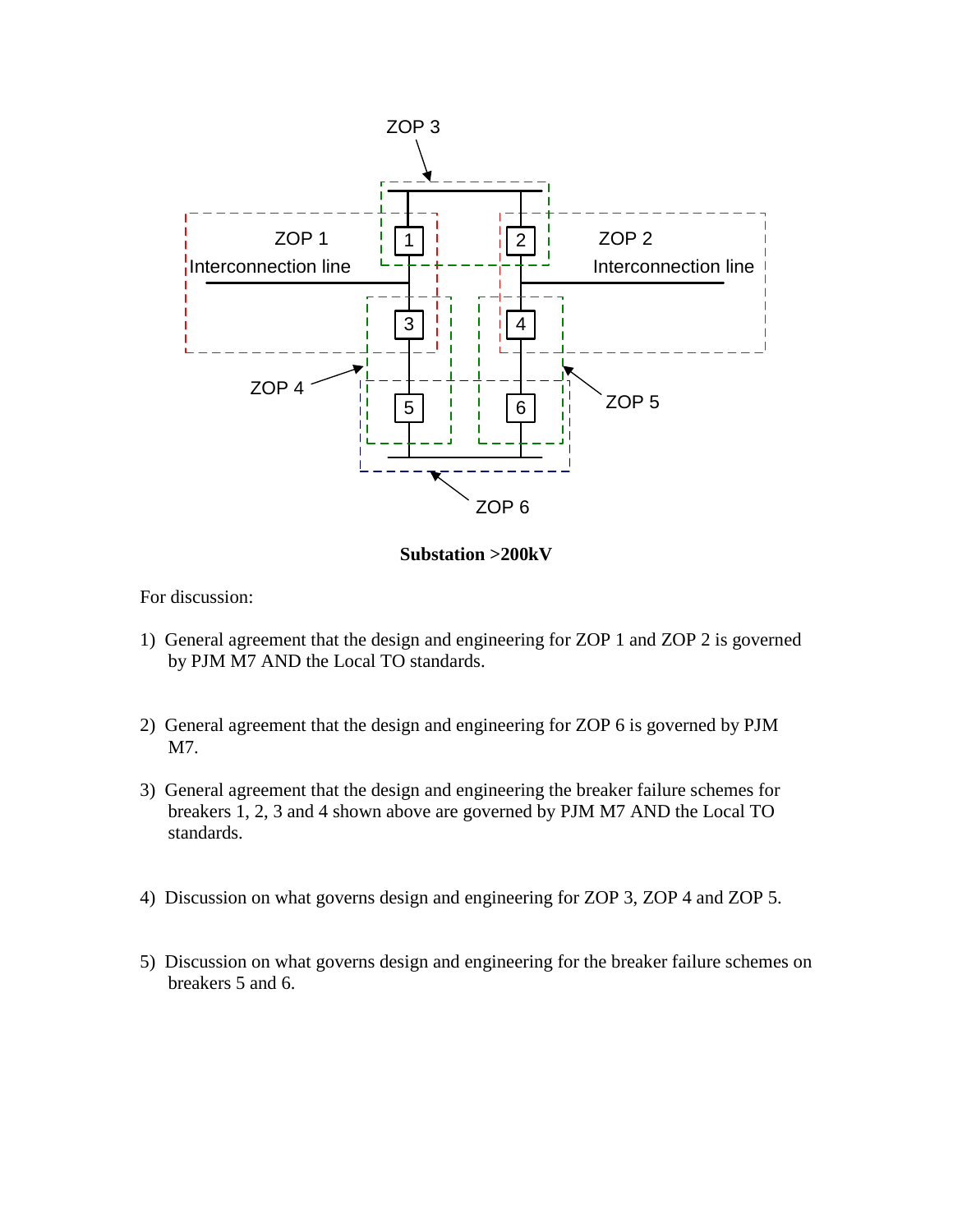ZOP 3

ZOP 1

Interconnection line

ZOP 2

Interconnection line

1

2

3

4

5

6

ZOP 4

ZOP 5

ZOP 6

**Substation >200kV**

For discussion:

1) General agreement that the design and engineering for ZOP 1 and ZOP 2 is governed by PJM M7 AND the Local TO standards.

2) General agreement that the design and engineering for ZOP 6 is governed by PJM M7.

3) General agreement that the design and engineering the breaker failure schemes for breakers 1, 2, 3 and 4 shown above are governed by PJM M7 AND the Local TO standards.

4) Discussion on what governs design and engineering for ZOP 3, ZOP 4 and ZOP 5.

5) Discussion on what governs design and engineering for the breaker failure schemes on breakers 5 and 6.